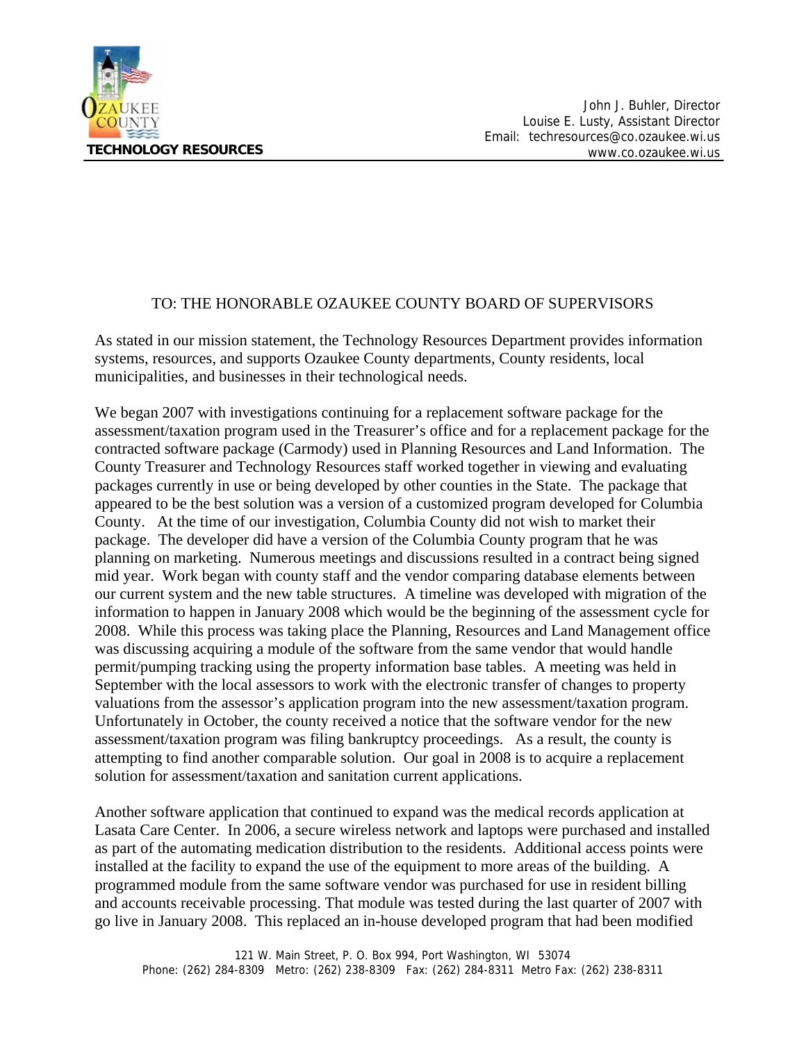**TECHNOLOGY RESOURCES**

John J. Buhler, Director
Louise E. Lusty, Assistant Director
Email: techresources@co.ozaukee.wi.us
www.co.ozaukee.wi.us

TO: THE HONORABLE OZAUKEE COUNTY BOARD OF SUPERVISORS

As stated in our mission statement, the Technology Resources Department provides information systems, resources, and supports Ozaukee County departments, County residents, local municipalities, and businesses in their technological needs.

We began 2007 with investigations continuing for a replacement software package for the assessment/taxation program used in the Treasurer's office and for a replacement package for the contracted software package (Carmody) used in Planning Resources and Land Information. The County Treasurer and Technology Resources staff worked together in viewing and evaluating packages currently in use or being developed by other counties in the State. The package that appeared to be the best solution was a version of a customized program developed for Columbia County. At the time of our investigation, Columbia County did not wish to market their package. The developer did have a version of the Columbia County program that he was planning on marketing. Numerous meetings and discussions resulted in a contract being signed mid year. Work began with county staff and the vendor comparing database elements between our current system and the new table structures. A timeline was developed with migration of the information to happen in January 2008 which would be the beginning of the assessment cycle for 2008. While this process was taking place the Planning, Resources and Land Management office was discussing acquiring a module of the software from the same vendor that would handle permit/pumping tracking using the property information base tables. A meeting was held in September with the local assessors to work with the electronic transfer of changes to property valuations from the assessor's application program into the new assessment/taxation program. Unfortunately in October, the county received a notice that the software vendor for the new assessment/taxation program was filing bankruptcy proceedings. As a result, the county is attempting to find another comparable solution. Our goal in 2008 is to acquire a replacement solution for assessment/taxation and sanitation current applications.

Another software application that continued to expand was the medical records application at Lasata Care Center. In 2006, a secure wireless network and laptops were purchased and installed as part of the automating medication distribution to the residents. Additional access points were installed at the facility to expand the use of the equipment to more areas of the building. A programmed module from the same software vendor was purchased for use in resident billing and accounts receivable processing. That module was tested during the last quarter of 2007 with go live in January 2008. This replaced an in-house developed program that had been modified

121 W. Main Street, P. O. Box 994, Port Washington, WI 53074
Phone: (262) 284-8309 Metro: (262) 238-8309 Fax: (262) 284-8311 Metro Fax: (262) 238-8311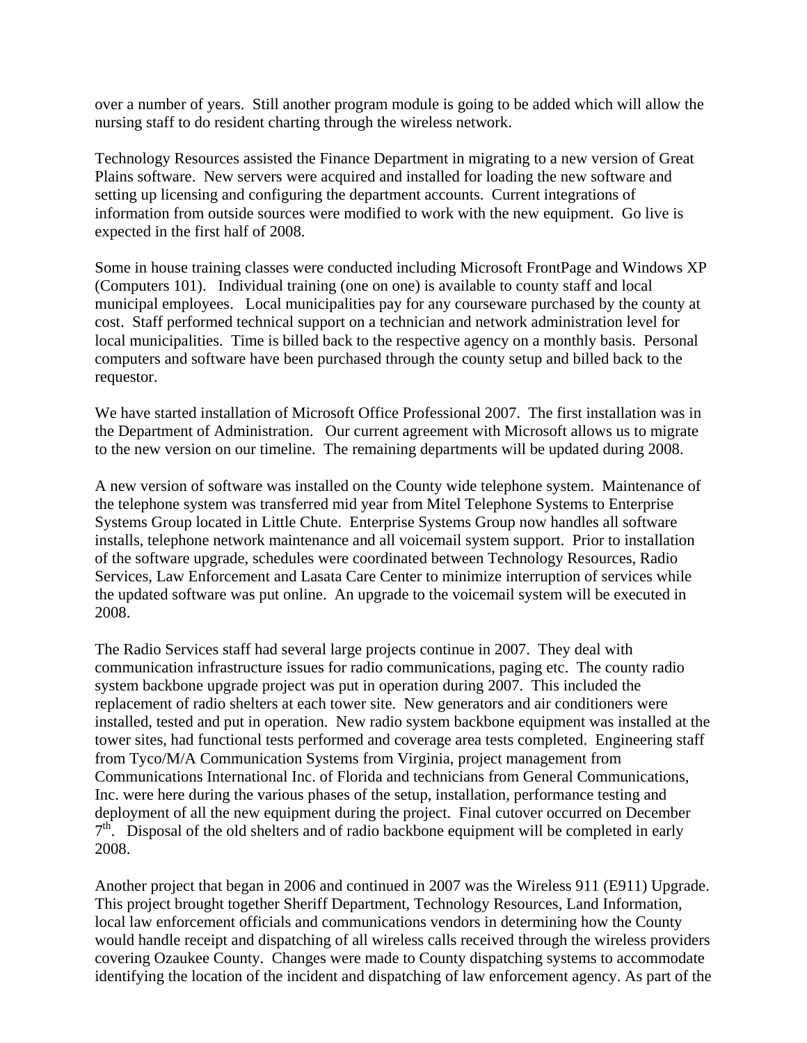over a number of years. Still another program module is going to be added which will allow the nursing staff to do resident charting through the wireless network.

Technology Resources assisted the Finance Department in migrating to a new version of Great Plains software. New servers were acquired and installed for loading the new software and setting up licensing and configuring the department accounts. Current integrations of information from outside sources were modified to work with the new equipment. Go live is expected in the first half of 2008.

Some in house training classes were conducted including Microsoft FrontPage and Windows XP (Computers 101). Individual training (one on one) is available to county staff and local municipal employees. Local municipalities pay for any courseware purchased by the county at cost. Staff performed technical support on a technician and network administration level for local municipalities. Time is billed back to the respective agency on a monthly basis. Personal computers and software have been purchased through the county setup and billed back to the requestor.

We have started installation of Microsoft Office Professional 2007. The first installation was in the Department of Administration. Our current agreement with Microsoft allows us to migrate to the new version on our timeline. The remaining departments will be updated during 2008.

A new version of software was installed on the County wide telephone system. Maintenance of the telephone system was transferred mid year from Mitel Telephone Systems to Enterprise Systems Group located in Little Chute. Enterprise Systems Group now handles all software installs, telephone network maintenance and all voicemail system support. Prior to installation of the software upgrade, schedules were coordinated between Technology Resources, Radio Services, Law Enforcement and Lasata Care Center to minimize interruption of services while the updated software was put online. An upgrade to the voicemail system will be executed in 2008.

The Radio Services staff had several large projects continue in 2007. They deal with communication infrastructure issues for radio communications, paging etc. The county radio system backbone upgrade project was put in operation during 2007. This included the replacement of radio shelters at each tower site. New generators and air conditioners were installed, tested and put in operation. New radio system backbone equipment was installed at the tower sites, had functional tests performed and coverage area tests completed. Engineering staff from Tyco/M/A Communication Systems from Virginia, project management from Communications International Inc. of Florida and technicians from General Communications, Inc. were here during the various phases of the setup, installation, performance testing and deployment of all the new equipment during the project. Final cutover occurred on December 7th. Disposal of the old shelters and of radio backbone equipment will be completed in early 2008.

Another project that began in 2006 and continued in 2007 was the Wireless 911 (E911) Upgrade. This project brought together Sheriff Department, Technology Resources, Land Information, local law enforcement officials and communications vendors in determining how the County would handle receipt and dispatching of all wireless calls received through the wireless providers covering Ozaukee County. Changes were made to County dispatching systems to accommodate identifying the location of the incident and dispatching of law enforcement agency. As part of the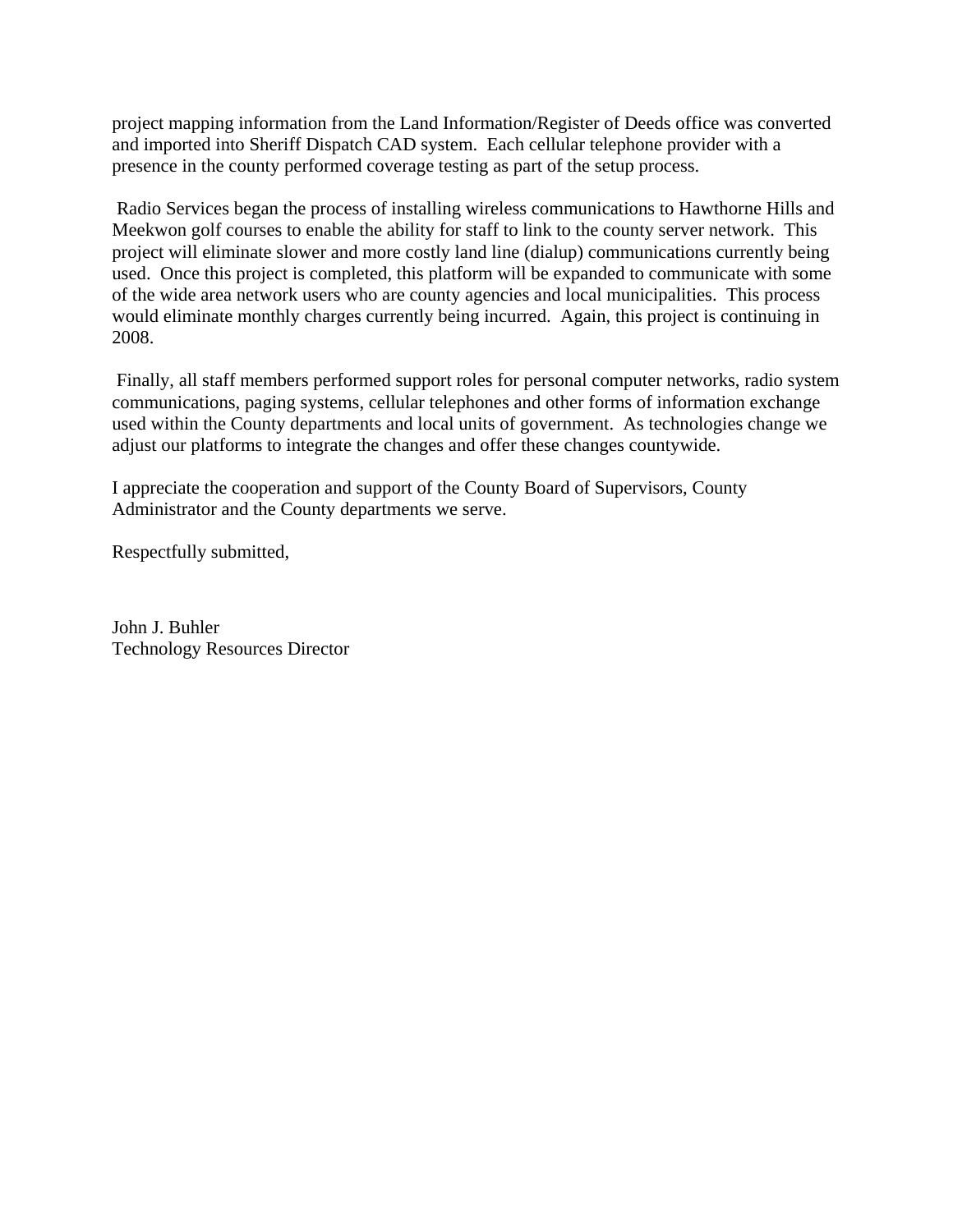project mapping information from the Land Information/Register of Deeds office was converted and imported into Sheriff Dispatch CAD system. Each cellular telephone provider with a presence in the county performed coverage testing as part of the setup process.

Radio Services began the process of installing wireless communications to Hawthorne Hills and Meekwon golf courses to enable the ability for staff to link to the county server network. This project will eliminate slower and more costly land line (dialup) communications currently being used. Once this project is completed, this platform will be expanded to communicate with some of the wide area network users who are county agencies and local municipalities. This process would eliminate monthly charges currently being incurred. Again, this project is continuing in 2008.

Finally, all staff members performed support roles for personal computer networks, radio system communications, paging systems, cellular telephones and other forms of information exchange used within the County departments and local units of government. As technologies change we adjust our platforms to integrate the changes and offer these changes countywide.

I appreciate the cooperation and support of the County Board of Supervisors, County Administrator and the County departments we serve.

Respectfully submitted,

John J. Buhler
Technology Resources Director